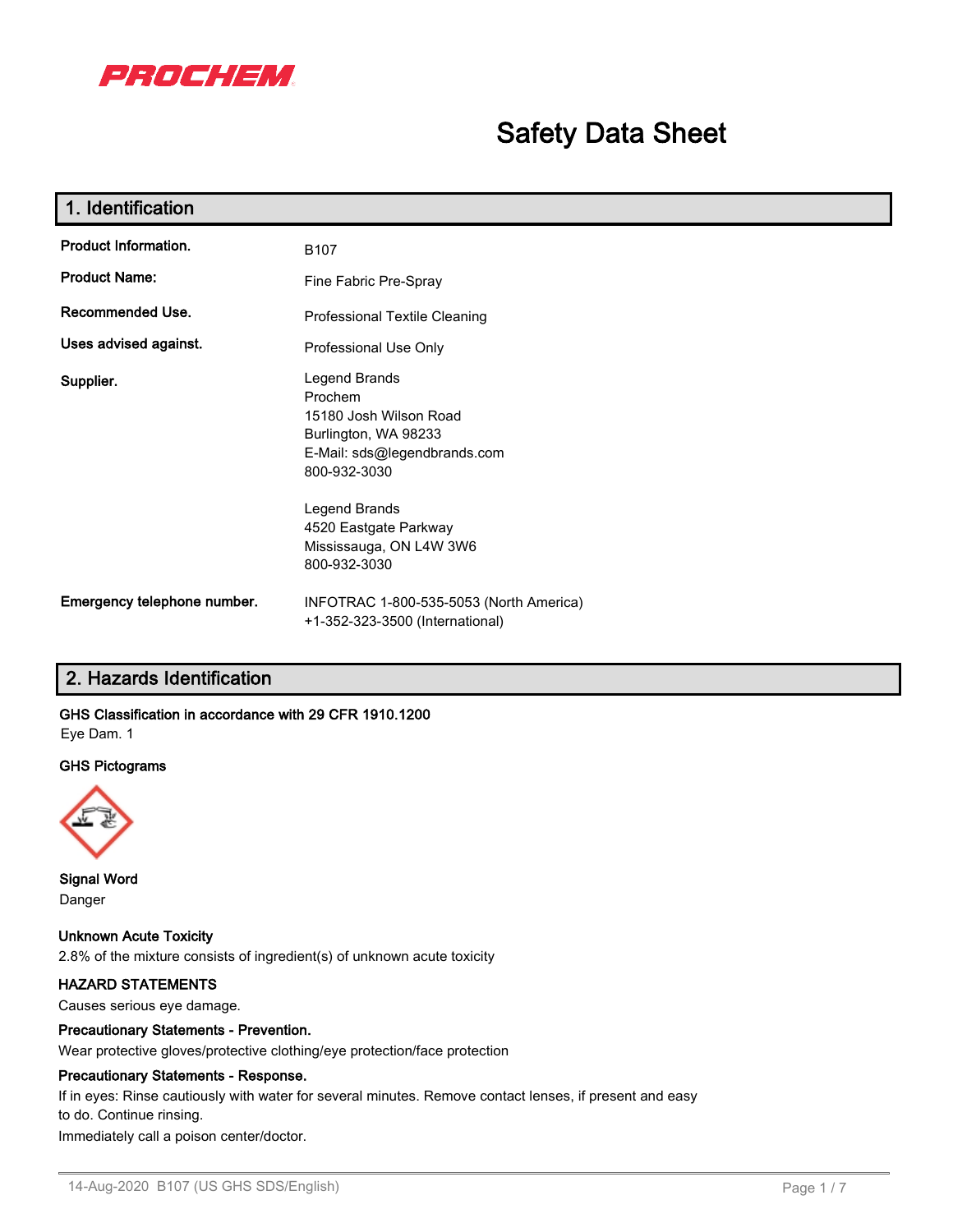PROCHEM

# Safety Data Sheet

## 1. Identification

| | |
|---|---|
| **Product Information.** | B107 |
| **Product Name:** | Fine Fabric Pre-Spray |
| **Recommended Use.** | Professional Textile Cleaning |
| **Uses advised against.** | Professional Use Only |
| **Supplier.** | Legend Brands<br>Prochem<br>15180 Josh Wilson Road<br>Burlington, WA 98233<br>E-Mail: sds@legendbrands.com<br>800-932-3030<br><br>Legend Brands<br>4520 Eastgate Parkway<br>Mississauga, ON L4W 3W6<br>800-932-3030 |
| **Emergency telephone number.** | INFOTRAC 1-800-535-5053 (North America)<br>+1-352-323-3500 (International) |

## 2. Hazards Identification

**GHS Classification in accordance with 29 CFR 1910.1200**

Eye Dam. 1

**GHS Pictograms**

**Signal Word**

Danger

**Unknown Acute Toxicity**

2.8% of the mixture consists of ingredient(s) of unknown acute toxicity

**HAZARD STATEMENTS**

Causes serious eye damage.

**Precautionary Statements - Prevention.**

Wear protective gloves/protective clothing/eye protection/face protection

**Precautionary Statements - Response.**

If in eyes: Rinse cautiously with water for several minutes. Remove contact lenses, if present and easy to do. Continue rinsing.

Immediately call a poison center/doctor.

14-Aug-2020 B107 (US GHS SDS/English)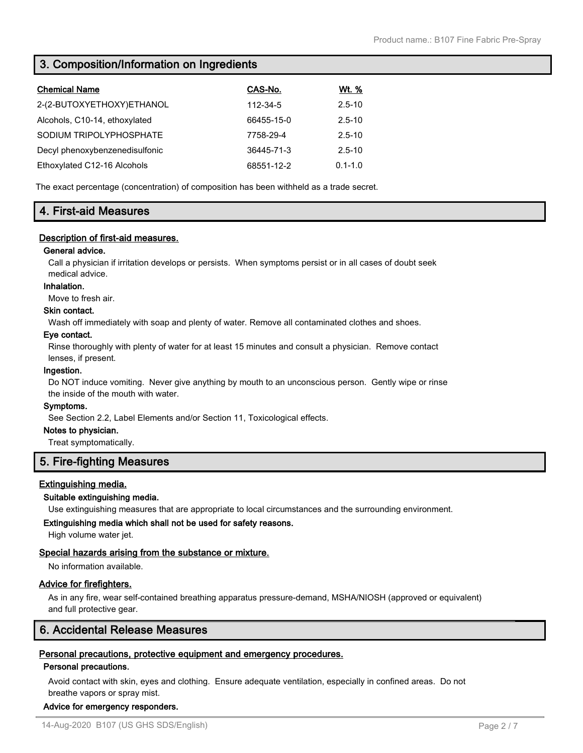## 3. Composition/Information on Ingredients

| Chemical Name | CAS-No. | Wt. % |
|---|---|---|
| 2-(2-BUTOXYETHOXY)ETHANOL | 112-34-5 | 2.5-10 |
| Alcohols, C10-14, ethoxylated | 66455-15-0 | 2.5-10 |
| SODIUM TRIPOLYPHOSPHATE | 7758-29-4 | 2.5-10 |
| Decyl phenoxybenzenedisulfonic | 36445-71-3 | 2.5-10 |
| Ethoxylated C12-16 Alcohols | 68551-12-2 | 0.1-1.0 |

The exact percentage (concentration) of composition has been withheld as a trade secret.

## 4. First-aid Measures

### Description of first-aid measures.

**General advice.**

Call a physician if irritation develops or persists. When symptoms persist or in all cases of doubt seek medical advice.

**Inhalation.**

Move to fresh air.

**Skin contact.**

Wash off immediately with soap and plenty of water. Remove all contaminated clothes and shoes.

**Eye contact.**

Rinse thoroughly with plenty of water for at least 15 minutes and consult a physician. Remove contact lenses, if present.

**Ingestion.**

Do NOT induce vomiting. Never give anything by mouth to an unconscious person. Gently wipe or rinse the inside of the mouth with water.

**Symptoms.**

See Section 2.2, Label Elements and/or Section 11, Toxicological effects.

**Notes to physician.**

Treat symptomatically.

## 5. Fire-fighting Measures

### Extinguishing media.

**Suitable extinguishing media.**

Use extinguishing measures that are appropriate to local circumstances and the surrounding environment.

**Extinguishing media which shall not be used for safety reasons.**

High volume water jet.

### Special hazards arising from the substance or mixture.

No information available.

### Advice for firefighters.

As in any fire, wear self-contained breathing apparatus pressure-demand, MSHA/NIOSH (approved or equivalent) and full protective gear.

## 6. Accidental Release Measures

### Personal precautions, protective equipment and emergency procedures.

**Personal precautions.**

Avoid contact with skin, eyes and clothing. Ensure adequate ventilation, especially in confined areas. Do not breathe vapors or spray mist.

**Advice for emergency responders.**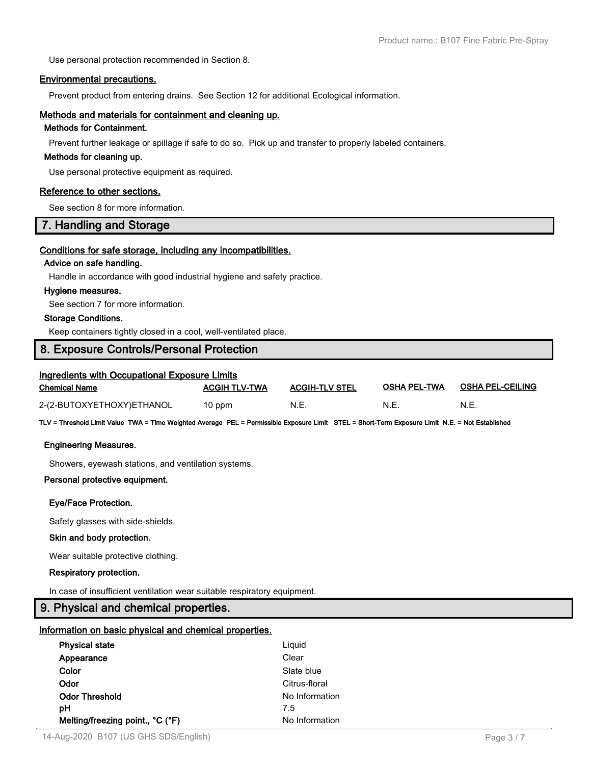Use personal protection recommended in Section 8.

### Environmental precautions.

Prevent product from entering drains. See Section 12 for additional Ecological information.

### Methods and materials for containment and cleaning up.

**Methods for Containment.**

Prevent further leakage or spillage if safe to do so. Pick up and transfer to properly labeled containers.

**Methods for cleaning up.**

Use personal protective equipment as required.

### Reference to other sections.

See section 8 for more information.

## 7. Handling and Storage

### Conditions for safe storage, including any incompatibilities.

**Advice on safe handling.**

Handle in accordance with good industrial hygiene and safety practice.

**Hygiene measures.**

See section 7 for more information.

**Storage Conditions.**

Keep containers tightly closed in a cool, well-ventilated place.

## 8. Exposure Controls/Personal Protection

### Ingredients with Occupational Exposure Limits

| Chemical Name | ACGIH TLV-TWA | ACGIH-TLV STEL | OSHA PEL-TWA | OSHA PEL-CEILING |
|---|---|---|---|---|
| 2-(2-BUTOXYETHOXY)ETHANOL | 10 ppm | N.E. | N.E. | N.E. |

**TLV = Threshold Limit Value TWA = Time Weighted Average PEL = Permissible Exposure Limit STEL = Short-Term Exposure Limit N.E. = Not Established**

**Engineering Measures.**

Showers, eyewash stations, and ventilation systems.

**Personal protective equipment.**

**Eye/Face Protection.**

Safety glasses with side-shields.

**Skin and body protection.**

Wear suitable protective clothing.

**Respiratory protection.**

In case of insufficient ventilation wear suitable respiratory equipment.

## 9. Physical and chemical properties.

### Information on basic physical and chemical properties.

| | |
|---|---|
| **Physical state** | Liquid |
| **Appearance** | Clear |
| **Color** | Slate blue |
| **Odor** | Citrus-floral |
| **Odor Threshold** | No Information |
| **pH** | 7.5 |
| **Melting/freezing point., °C (°F)** | No Information |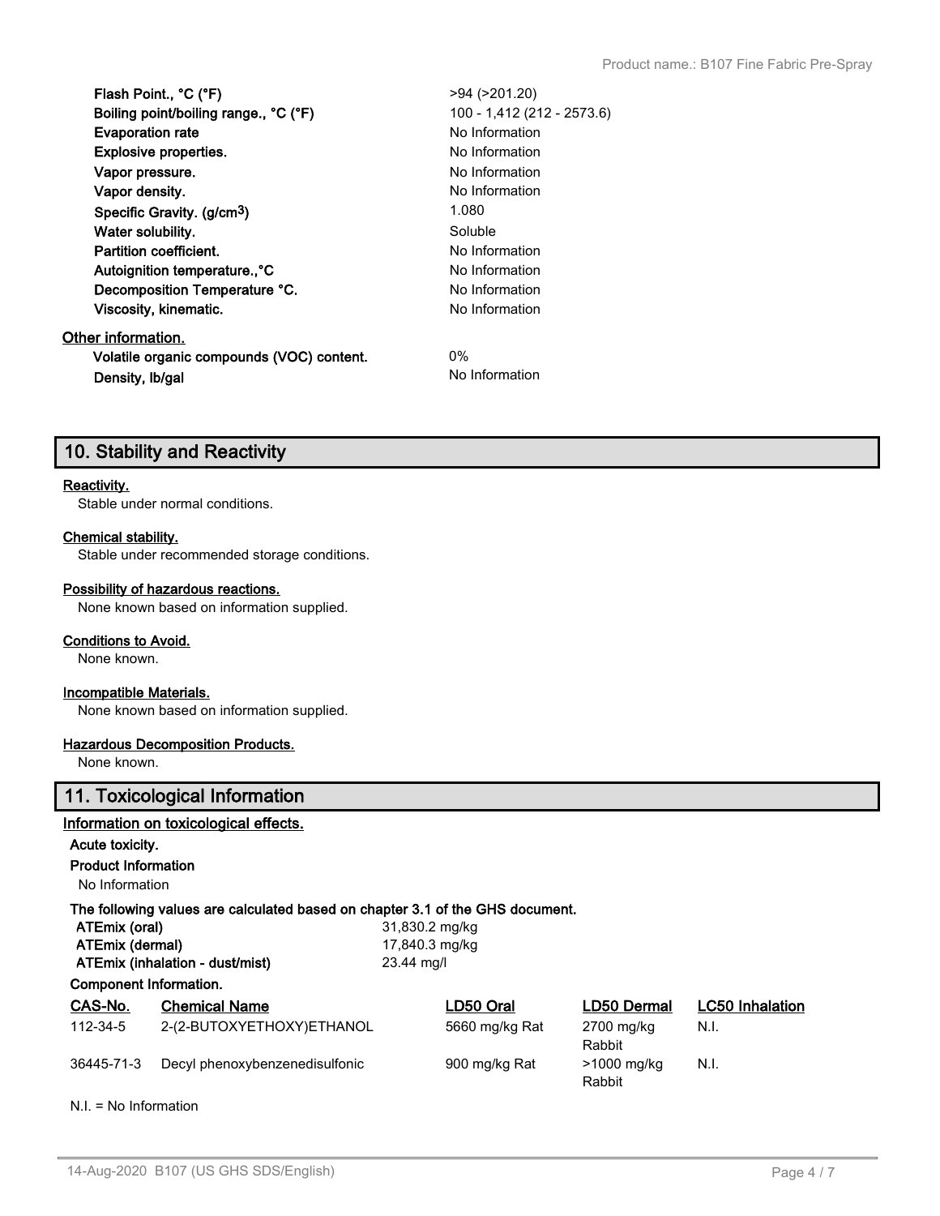| | |
|---|---|
| **Flash Point., °C (°F)** | >94 (>201.20) |
| **Boiling point/boiling range., °C (°F)** | 100 - 1,412 (212 - 2573.6) |
| **Evaporation rate** | No Information |
| **Explosive properties.** | No Information |
| **Vapor pressure.** | No Information |
| **Vapor density.** | No Information |
| **Specific Gravity. (g/cm$^3$)** | 1.080 |
| **Water solubility.** | Soluble |
| **Partition coefficient.** | No Information |
| **Autoignition temperature.,°C** | No Information |
| **Decomposition Temperature °C.** | No Information |
| **Viscosity, kinematic.** | No Information |

**Other information.**

| | |
|---|---|
| **Volatile organic compounds (VOC) content.** | 0% |
| **Density, lb/gal** | No Information |

## 10. Stability and Reactivity

**Reactivity.**

Stable under normal conditions.

**Chemical stability.**

Stable under recommended storage conditions.

**Possibility of hazardous reactions.**

None known based on information supplied.

**Conditions to Avoid.**

None known.

**Incompatible Materials.**

None known based on information supplied.

**Hazardous Decomposition Products.**

None known.

## 11. Toxicological Information

**Information on toxicological effects.**

**Acute toxicity.**

**Product Information**

No Information

**The following values are calculated based on chapter 3.1 of the GHS document.**

| | |
|---|---|
| **ATEmix (oral)** | 31,830.2 mg/kg |
| **ATEmix (dermal)** | 17,840.3 mg/kg |
| **ATEmix (inhalation - dust/mist)** | 23.44 mg/l |

**Component Information.**

| CAS-No. | Chemical Name | LD50 Oral | LD50 Dermal | LC50 Inhalation |
|---|---|---|---|---|
| 112-34-5 | 2-(2-BUTOXYETHOXY)ETHANOL | 5660 mg/kg Rat | 2700 mg/kg Rabbit | N.I. |
| 36445-71-3 | Decyl phenoxybenzenedisulfonic | 900 mg/kg Rat | >1000 mg/kg Rabbit | N.I. |

N.I. = No Information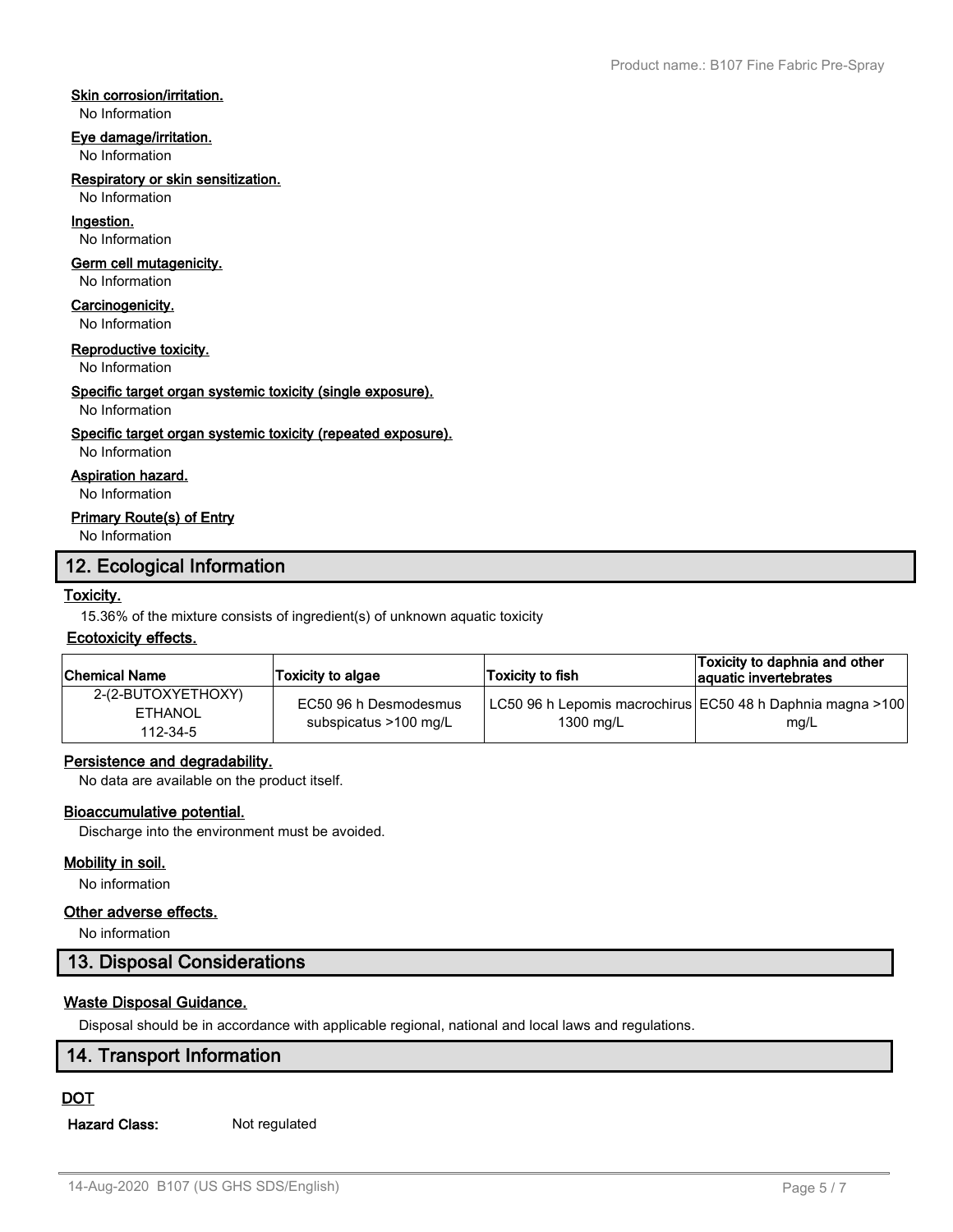**Skin corrosion/irritation.**

No Information

**Eye damage/irritation.**

No Information

**Respiratory or skin sensitization.**

No Information

**Ingestion.**

No Information

**Germ cell mutagenicity.**

No Information

**Carcinogenicity.**

No Information

**Reproductive toxicity.**

No Information

**Specific target organ systemic toxicity (single exposure).**

No Information

**Specific target organ systemic toxicity (repeated exposure).**

No Information

**Aspiration hazard.**

No Information

**Primary Route(s) of Entry**

No Information

## 12. Ecological Information

**Toxicity.**

15.36% of the mixture consists of ingredient(s) of unknown aquatic toxicity

**Ecotoxicity effects.**

| Chemical Name | Toxicity to algae | Toxicity to fish | Toxicity to daphnia and other aquatic invertebrates |
|---|---|---|---|
| 2-(2-BUTOXYETHOXY) ETHANOL 112-34-5 | EC50 96 h Desmodesmus subspicatus >100 mg/L | LC50 96 h Lepomis macrochirus 1300 mg/L | EC50 48 h Daphnia magna >100 mg/L |

**Persistence and degradability.**

No data are available on the product itself.

**Bioaccumulative potential.**

Discharge into the environment must be avoided.

**Mobility in soil.**

No information

**Other adverse effects.**

No information

## 13. Disposal Considerations

**Waste Disposal Guidance.**

Disposal should be in accordance with applicable regional, national and local laws and regulations.

## 14. Transport Information

**DOT**

**Hazard Class:** Not regulated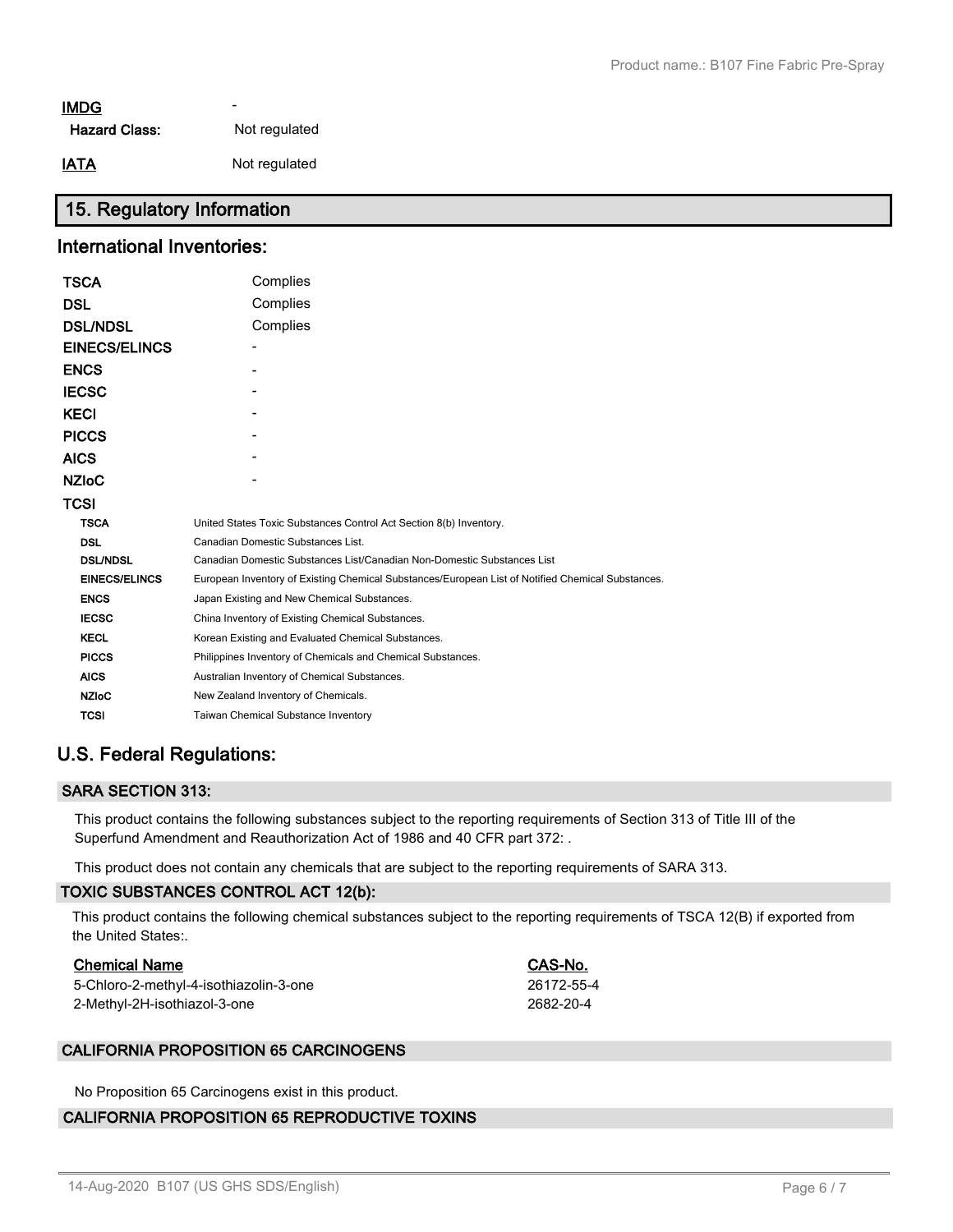**IMDG** -

**Hazard Class:** Not regulated

**IATA** Not regulated

## 15. Regulatory Information

### International Inventories:

| | |
|---|---|
| **TSCA** | Complies |
| **DSL** | Complies |
| **DSL/NDSL** | Complies |
| **EINECS/ELINCS** | - |
| **ENCS** | - |
| **IECSC** | - |
| **KECI** | - |
| **PICCS** | - |
| **AICS** | - |
| **NZIoC** | - |
| **TCSI** | |

| | |
|---|---|
| **TSCA** | United States Toxic Substances Control Act Section 8(b) Inventory. |
| **DSL** | Canadian Domestic Substances List. |
| **DSL/NDSL** | Canadian Domestic Substances List/Canadian Non-Domestic Substances List |
| **EINECS/ELINCS** | European Inventory of Existing Chemical Substances/European List of Notified Chemical Substances. |
| **ENCS** | Japan Existing and New Chemical Substances. |
| **IECSC** | China Inventory of Existing Chemical Substances. |
| **KECL** | Korean Existing and Evaluated Chemical Substances. |
| **PICCS** | Philippines Inventory of Chemicals and Chemical Substances. |
| **AICS** | Australian Inventory of Chemical Substances. |
| **NZIoC** | New Zealand Inventory of Chemicals. |
| **TCSI** | Taiwan Chemical Substance Inventory |

## U.S. Federal Regulations:

### SARA SECTION 313:

This product contains the following substances subject to the reporting requirements of Section 313 of Title III of the Superfund Amendment and Reauthorization Act of 1986 and 40 CFR part 372: .

This product does not contain any chemicals that are subject to the reporting requirements of SARA 313.

### TOXIC SUBSTANCES CONTROL ACT 12(b):

This product contains the following chemical substances subject to the reporting requirements of TSCA 12(B) if exported from the United States:.

| Chemical Name | CAS-No. |
|---|---|
| 5-Chloro-2-methyl-4-isothiazolin-3-one | 26172-55-4 |
| 2-Methyl-2H-isothiazol-3-one | 2682-20-4 |

### CALIFORNIA PROPOSITION 65 CARCINOGENS

No Proposition 65 Carcinogens exist in this product.

### CALIFORNIA PROPOSITION 65 REPRODUCTIVE TOXINS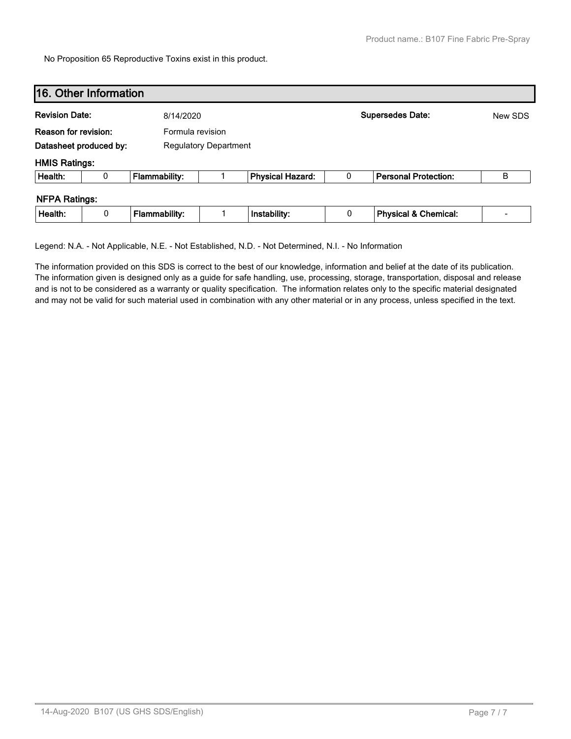No Proposition 65 Reproductive Toxins exist in this product.

## 16. Other Information

**Revision Date:** 8/14/2020

**Supersedes Date:** New SDS

**Reason for revision:** Formula revision

**Datasheet produced by:** Regulatory Department

**HMIS Ratings:**

| | | | | | | | |
|---|---|---|---|---|---|---|---|
| **Health:** | 0 | **Flammability:** | 1 | **Physical Hazard:** | 0 | **Personal Protection:** | B |

**NFPA Ratings:**

| | | | | | | | |
|---|---|---|---|---|---|---|---|
| **Health:** | 0 | **Flammability:** | 1 | **Instability:** | 0 | **Physical & Chemical:** | - |

Legend: N.A. - Not Applicable, N.E. - Not Established, N.D. - Not Determined, N.I. - No Information

The information provided on this SDS is correct to the best of our knowledge, information and belief at the date of its publication. The information given is designed only as a guide for safe handling, use, processing, storage, transportation, disposal and release and is not to be considered as a warranty or quality specification. The information relates only to the specific material designated and may not be valid for such material used in combination with any other material or in any process, unless specified in the text.